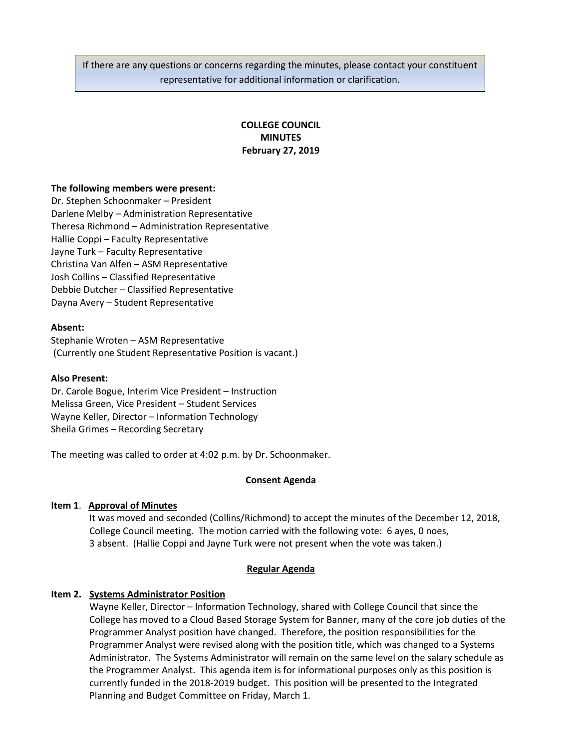> If there are any questions or concerns regarding the minutes, please contact your constituent representative for additional information or clarification.

**COLLEGE COUNCIL**
**MINUTES**
**February 27, 2019**

**The following members were present:**
Dr. Stephen Schoonmaker – President
Darlene Melby – Administration Representative
Theresa Richmond – Administration Representative
Hallie Coppi – Faculty Representative
Jayne Turk – Faculty Representative
Christina Van Alfen – ASM Representative
Josh Collins – Classified Representative
Debbie Dutcher – Classified Representative
Dayna Avery – Student Representative

**Absent:**
Stephanie Wroten – ASM Representative
(Currently one Student Representative Position is vacant.)

**Also Present:**
Dr. Carole Bogue, Interim Vice President – Instruction
Melissa Green, Vice President – Student Services
Wayne Keller, Director – Information Technology
Sheila Grimes – Recording Secretary

The meeting was called to order at 4:02 p.m. by Dr. Schoonmaker.

**Consent Agenda**

**Item 1. Approval of Minutes**
It was moved and seconded (Collins/Richmond) to accept the minutes of the December 12, 2018, College Council meeting. The motion carried with the following vote: 6 ayes, 0 noes, 3 absent. (Hallie Coppi and Jayne Turk were not present when the vote was taken.)

**Regular Agenda**

**Item 2. Systems Administrator Position**
Wayne Keller, Director – Information Technology, shared with College Council that since the College has moved to a Cloud Based Storage System for Banner, many of the core job duties of the Programmer Analyst position have changed. Therefore, the position responsibilities for the Programmer Analyst were revised along with the position title, which was changed to a Systems Administrator. The Systems Administrator will remain on the same level on the salary schedule as the Programmer Analyst. This agenda item is for informational purposes only as this position is currently funded in the 2018-2019 budget. This position will be presented to the Integrated Planning and Budget Committee on Friday, March 1.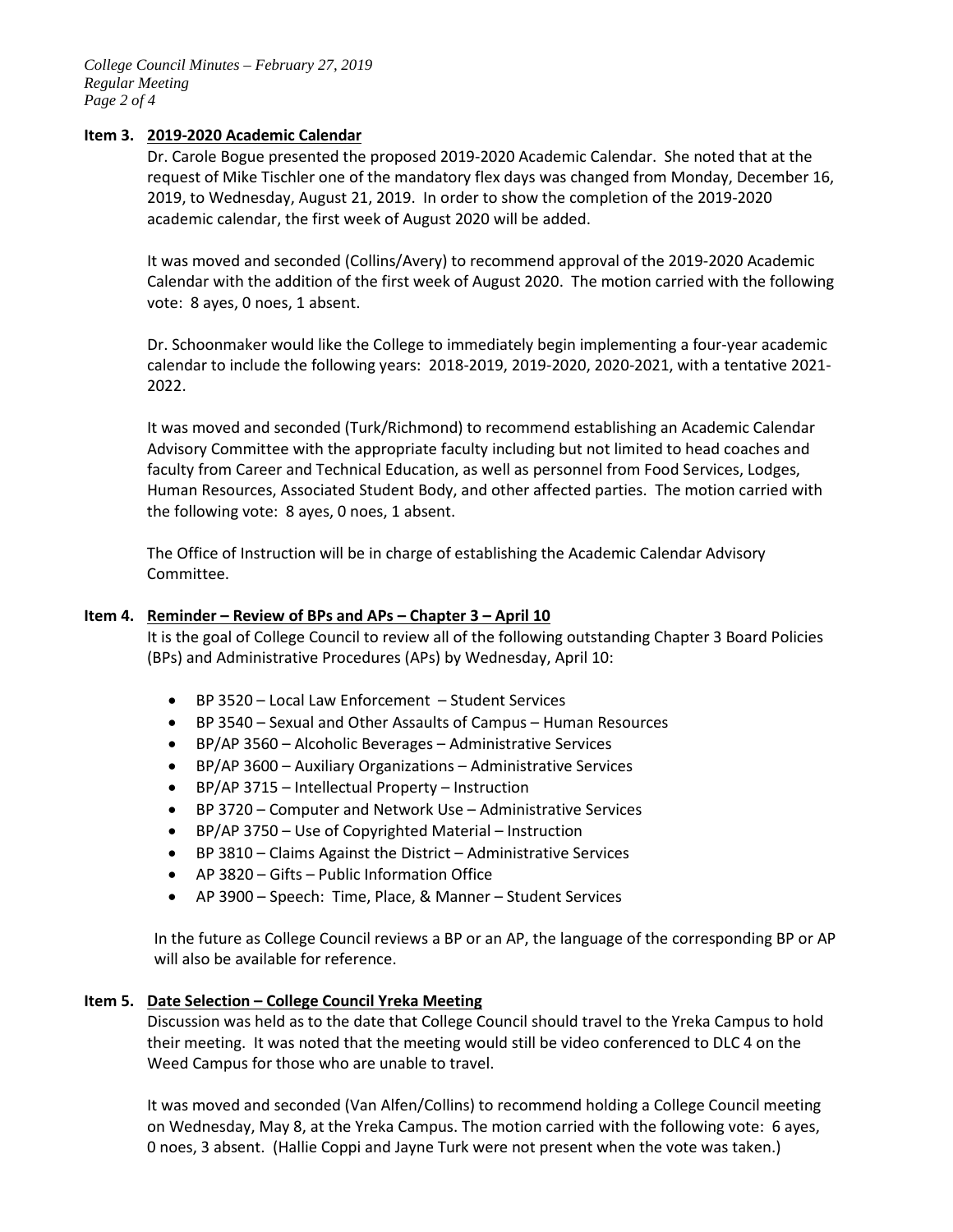**Item 3. 2019-2020 Academic Calendar**

Dr. Carole Bogue presented the proposed 2019-2020 Academic Calendar. She noted that at the request of Mike Tischler one of the mandatory flex days was changed from Monday, December 16, 2019, to Wednesday, August 21, 2019. In order to show the completion of the 2019-2020 academic calendar, the first week of August 2020 will be added.

It was moved and seconded (Collins/Avery) to recommend approval of the 2019-2020 Academic Calendar with the addition of the first week of August 2020. The motion carried with the following vote: 8 ayes, 0 noes, 1 absent.

Dr. Schoonmaker would like the College to immediately begin implementing a four-year academic calendar to include the following years: 2018-2019, 2019-2020, 2020-2021, with a tentative 2021-2022.

It was moved and seconded (Turk/Richmond) to recommend establishing an Academic Calendar Advisory Committee with the appropriate faculty including but not limited to head coaches and faculty from Career and Technical Education, as well as personnel from Food Services, Lodges, Human Resources, Associated Student Body, and other affected parties. The motion carried with the following vote: 8 ayes, 0 noes, 1 absent.

The Office of Instruction will be in charge of establishing the Academic Calendar Advisory Committee.

**Item 4. Reminder – Review of BPs and APs – Chapter 3 – April 10**

It is the goal of College Council to review all of the following outstanding Chapter 3 Board Policies (BPs) and Administrative Procedures (APs) by Wednesday, April 10:

- BP 3520 – Local Law Enforcement – Student Services
- BP 3540 – Sexual and Other Assaults of Campus – Human Resources
- BP/AP 3560 – Alcoholic Beverages – Administrative Services
- BP/AP 3600 – Auxiliary Organizations – Administrative Services
- BP/AP 3715 – Intellectual Property – Instruction
- BP 3720 – Computer and Network Use – Administrative Services
- BP/AP 3750 – Use of Copyrighted Material – Instruction
- BP 3810 – Claims Against the District – Administrative Services
- AP 3820 – Gifts – Public Information Office
- AP 3900 – Speech: Time, Place, & Manner – Student Services

In the future as College Council reviews a BP or an AP, the language of the corresponding BP or AP will also be available for reference.

**Item 5. Date Selection – College Council Yreka Meeting**

Discussion was held as to the date that College Council should travel to the Yreka Campus to hold their meeting. It was noted that the meeting would still be video conferenced to DLC 4 on the Weed Campus for those who are unable to travel.

It was moved and seconded (Van Alfen/Collins) to recommend holding a College Council meeting on Wednesday, May 8, at the Yreka Campus. The motion carried with the following vote: 6 ayes, 0 noes, 3 absent. (Hallie Coppi and Jayne Turk were not present when the vote was taken.)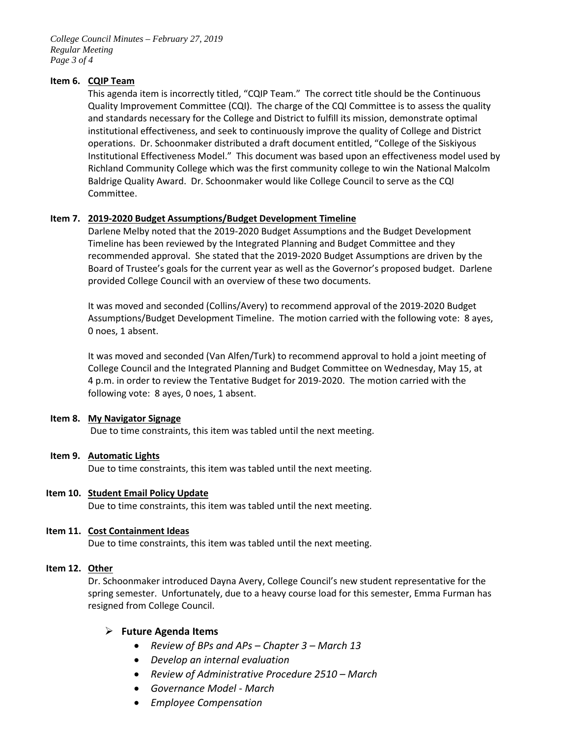**Item 6. CQIP Team**

This agenda item is incorrectly titled, "CQIP Team." The correct title should be the Continuous Quality Improvement Committee (CQI). The charge of the CQI Committee is to assess the quality and standards necessary for the College and District to fulfill its mission, demonstrate optimal institutional effectiveness, and seek to continuously improve the quality of College and District operations. Dr. Schoonmaker distributed a draft document entitled, "College of the Siskiyous Institutional Effectiveness Model." This document was based upon an effectiveness model used by Richland Community College which was the first community college to win the National Malcolm Baldrige Quality Award. Dr. Schoonmaker would like College Council to serve as the CQI Committee.

**Item 7. 2019-2020 Budget Assumptions/Budget Development Timeline**

Darlene Melby noted that the 2019-2020 Budget Assumptions and the Budget Development Timeline has been reviewed by the Integrated Planning and Budget Committee and they recommended approval. She stated that the 2019-2020 Budget Assumptions are driven by the Board of Trustee's goals for the current year as well as the Governor's proposed budget. Darlene provided College Council with an overview of these two documents.

It was moved and seconded (Collins/Avery) to recommend approval of the 2019-2020 Budget Assumptions/Budget Development Timeline. The motion carried with the following vote: 8 ayes, 0 noes, 1 absent.

It was moved and seconded (Van Alfen/Turk) to recommend approval to hold a joint meeting of College Council and the Integrated Planning and Budget Committee on Wednesday, May 15, at 4 p.m. in order to review the Tentative Budget for 2019-2020. The motion carried with the following vote: 8 ayes, 0 noes, 1 absent.

**Item 8. My Navigator Signage**

Due to time constraints, this item was tabled until the next meeting.

**Item 9. Automatic Lights**

Due to time constraints, this item was tabled until the next meeting.

**Item 10. Student Email Policy Update**

Due to time constraints, this item was tabled until the next meeting.

**Item 11. Cost Containment Ideas**

Due to time constraints, this item was tabled until the next meeting.

**Item 12. Other**

Dr. Schoonmaker introduced Dayna Avery, College Council's new student representative for the spring semester. Unfortunately, due to a heavy course load for this semester, Emma Furman has resigned from College Council.

- **Future Agenda Items**
  - *Review of BPs and APs – Chapter 3 – March 13*
  - *Develop an internal evaluation*
  - *Review of Administrative Procedure 2510 – March*
  - *Governance Model - March*
  - *Employee Compensation*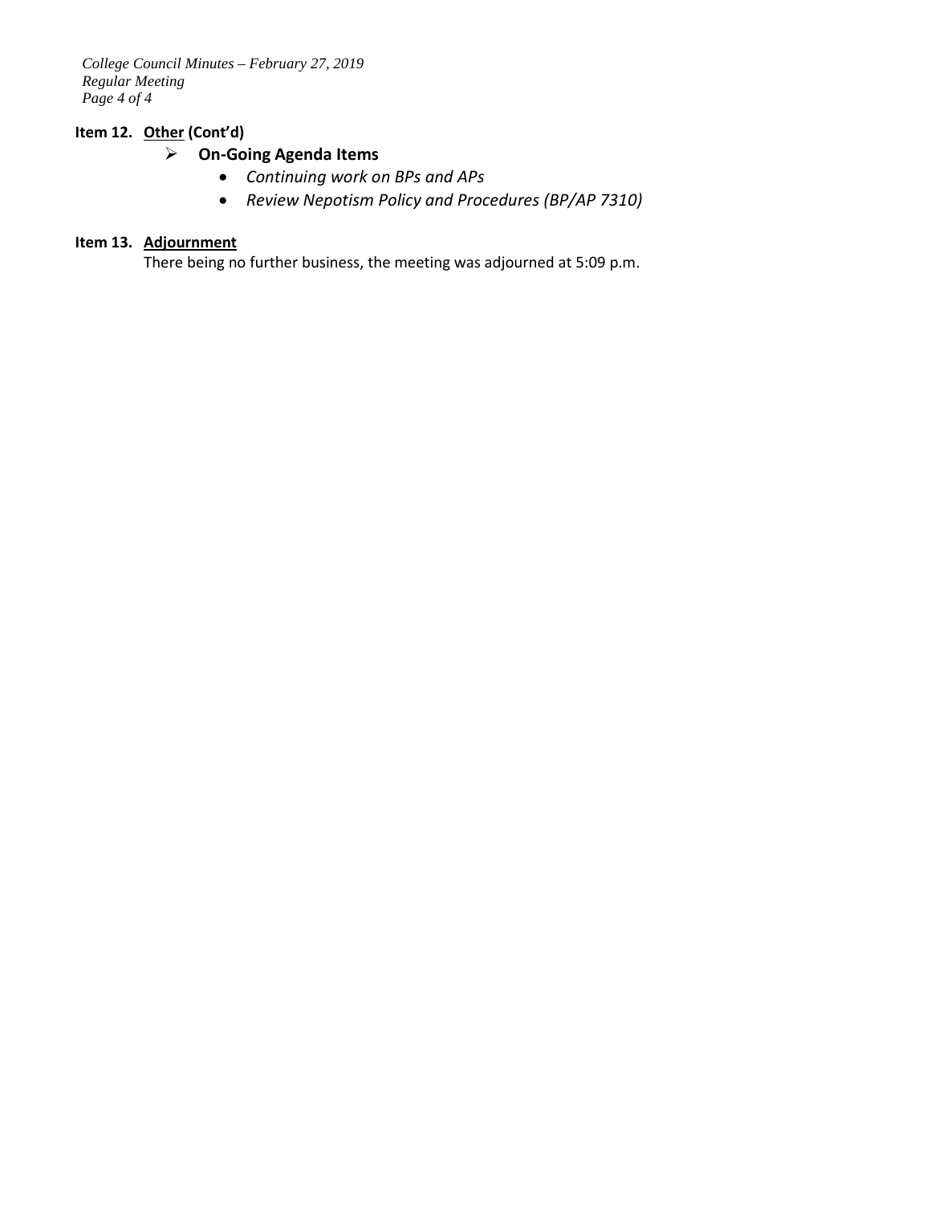**Item 12. <u>Other</u> (Cont'd)**

- **On-Going Agenda Items**
  - *Continuing work on BPs and APs*
  - *Review Nepotism Policy and Procedures (BP/AP 7310)*

**Item 13. <u>Adjournment</u>**

There being no further business, the meeting was adjourned at 5:09 p.m.